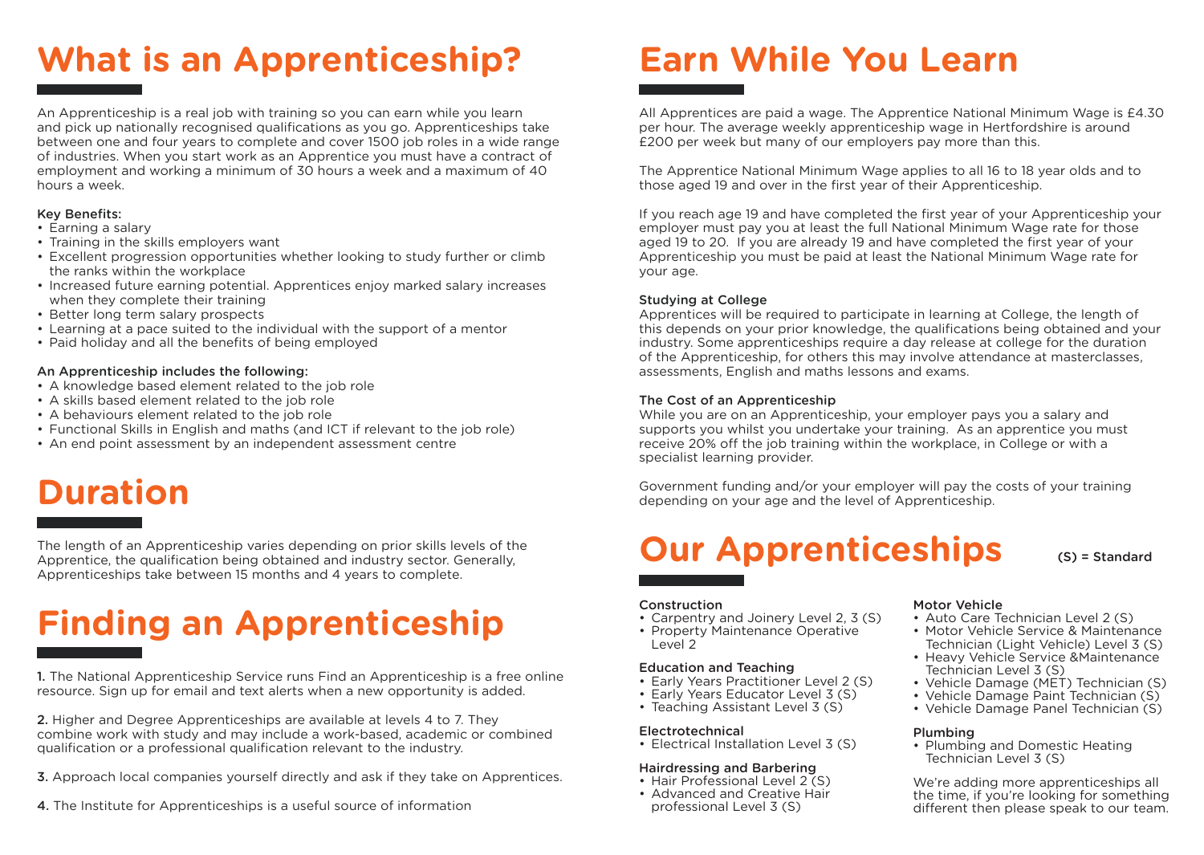# What is an Apprenticeship?

An Apprenticeship is a real job with training so you can earn while you learn and pick up nationally recognised qualifications as you go. Apprenticeships take between one and four years to complete and cover 1500 job roles in a wide range of industries. When you start work as an Apprentice you must have a contract of employment and working a minimum of 30 hours a week and a maximum of 40 hours a week.

Key Benefits:

- Earning a salary
- Training in the skills employers want
- Excellent progression opportunities whether looking to study further or climb the ranks within the workplace
- Increased future earning potential. Apprentices enjoy marked salary increases when they complete their training
- Better long term salary prospects
- Learning at a pace suited to the individual with the support of a mentor
- Paid holiday and all the benefits of being employed

An Apprenticeship includes the following:

- A knowledge based element related to the job role
- A skills based element related to the job role
- A behaviours element related to the job role
- Functional Skills in English and maths (and ICT if relevant to the job role)
- An end point assessment by an independent assessment centre

# Duration

The length of an Apprenticeship varies depending on prior skills levels of the Apprentice, the qualification being obtained and industry sector. Generally, Apprenticeships take between 15 months and 4 years to complete.

# Finding an Apprenticeship

**1.** The National Apprenticeship Service runs Find an Apprenticeship is a free online resource. Sign up for email and text alerts when a new opportunity is added.

**2.** Higher and Degree Apprenticeships are available at levels 4 to 7. They combine work with study and may include a work-based, academic or combined qualification or a professional qualification relevant to the industry.

**3.** Approach local companies yourself directly and ask if they take on Apprentices.

**4.** The Institute for Apprenticeships is a useful source of information

# Earn While You Learn

All Apprentices are paid a wage. The Apprentice National Minimum Wage is £4.30 per hour. The average weekly apprenticeship wage in Hertfordshire is around £200 per week but many of our employers pay more than this.

The Apprentice National Minimum Wage applies to all 16 to 18 year olds and to those aged 19 and over in the first year of their Apprenticeship.

If you reach age 19 and have completed the first year of your Apprenticeship your employer must pay you at least the full National Minimum Wage rate for those aged 19 to 20. If you are already 19 and have completed the first year of your Apprenticeship you must be paid at least the National Minimum Wage rate for your age.

Studying at College

Apprentices will be required to participate in learning at College, the length of this depends on your prior knowledge, the qualifications being obtained and your industry. Some apprenticeships require a day release at college for the duration of the Apprenticeship, for others this may involve attendance at masterclasses, assessments, English and maths lessons and exams.

The Cost of an Apprenticeship

While you are on an Apprenticeship, your employer pays you a salary and supports you whilst you undertake your training. As an apprentice you must receive 20% off the job training within the workplace, in College or with a specialist learning provider.

Government funding and/or your employer will pay the costs of your training depending on your age and the level of Apprenticeship.

# Our Apprenticeships

(S) = Standard

Construction

- Carpentry and Joinery Level 2, 3 (S)
- Property Maintenance Operative Level 2

Education and Teaching

- Early Years Practitioner Level 2 (S)
- Early Years Educator Level 3 (S)
- Teaching Assistant Level 3 (S)

Electrotechnical

- Electrical Installation Level 3 (S)

Hairdressing and Barbering

- Hair Professional Level 2 (S)
- Advanced and Creative Hair professional Level 3 (S)

Motor Vehicle

- Auto Care Technician Level 2 (S)
- Motor Vehicle Service & Maintenance Technician (Light Vehicle) Level 3 (S)
- Heavy Vehicle Service &Maintenance Technician Level 3 (S)
- Vehicle Damage (MET) Technician (S)
- Vehicle Damage Paint Technician (S)
- Vehicle Damage Panel Technician (S)

Plumbing

- Plumbing and Domestic Heating Technician Level 3 (S)

We're adding more apprenticeships all the time, if you're looking for something different then please speak to our team.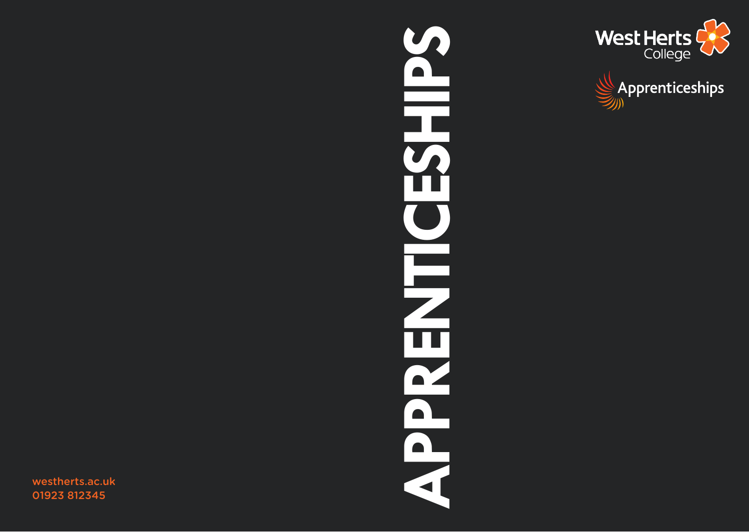West Herts College

Apprenticeships

# APPRENTICESHIPS

westherts.ac.uk
01923 812345